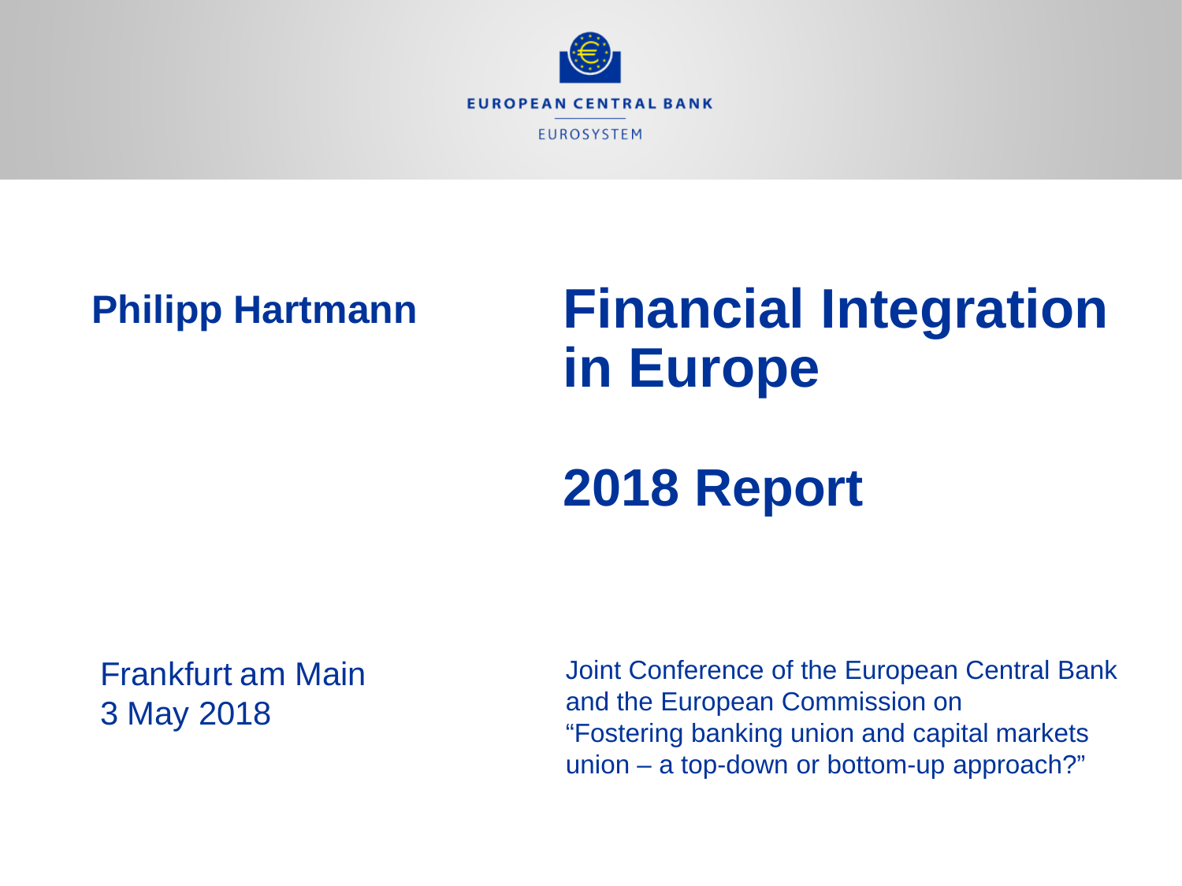EUROPEAN CENTRAL BANK

EUROSYSTEM

**Philipp Hartmann**

# Financial Integration in Europe

# 2018 Report

Frankfurt am Main
3 May 2018

Joint Conference of the European Central Bank and the European Commission on "Fostering banking union and capital markets union – a top-down or bottom-up approach?"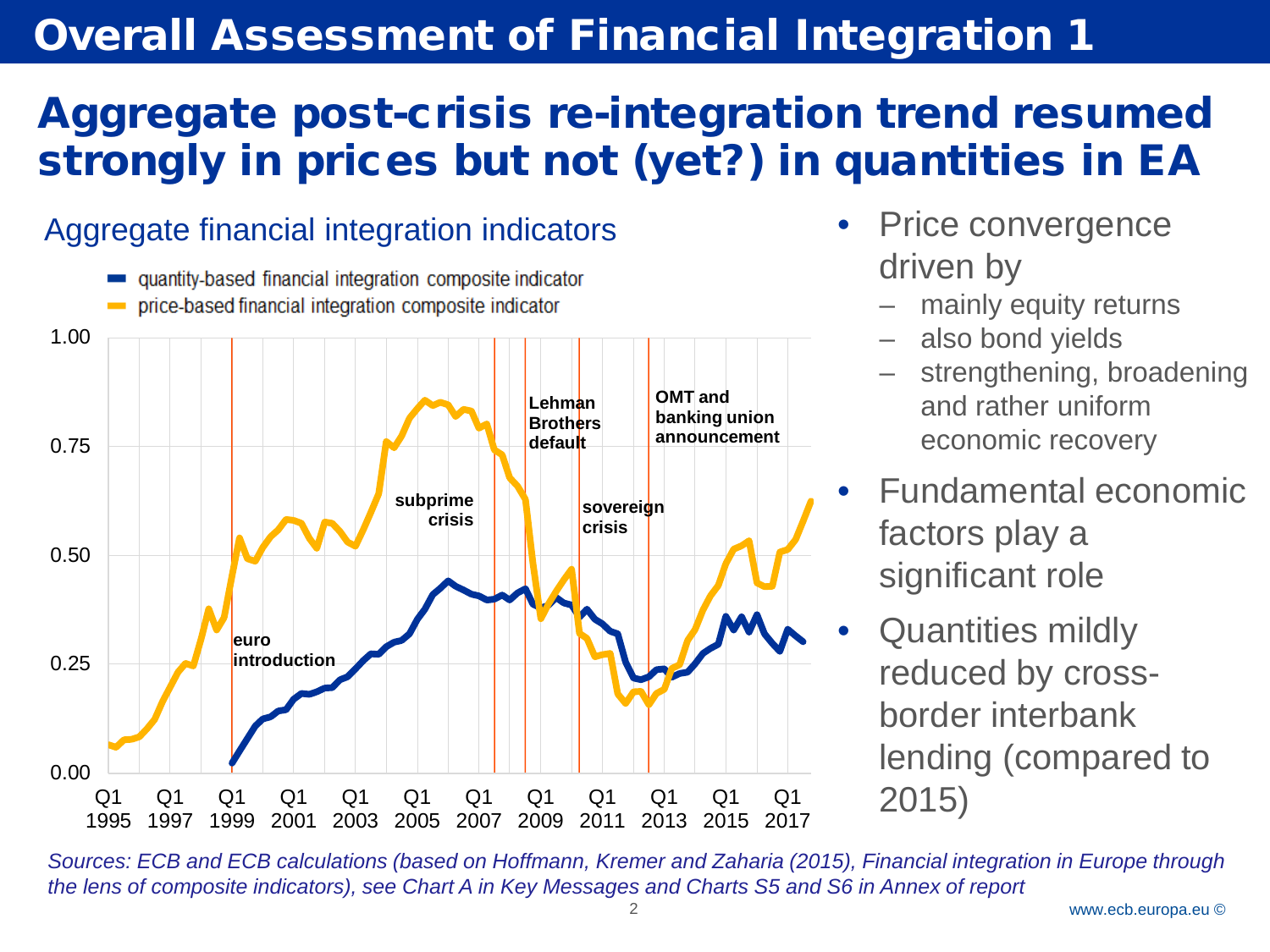# Overall Assessment of Financial Integration 1

## Aggregate post-crisis re-integration trend resumed strongly in prices but not (yet?) in quantities in EA

### Aggregate financial integration indicators

- quantity-based financial integration composite indicator
- price-based financial integration composite indicator

- Price convergence driven by
  - mainly equity returns
  - also bond yields
  - strengthening, broadening and rather uniform economic recovery
- Fundamental economic factors play a significant role
- Quantities mildly reduced by cross-border interbank lending (compared to 2015)

*Sources: ECB and ECB calculations (based on Hoffmann, Kremer and Zaharia (2015), Financial integration in Europe through the lens of composite indicators), see Chart A in Key Messages and Charts S5 and S6 in Annex of report*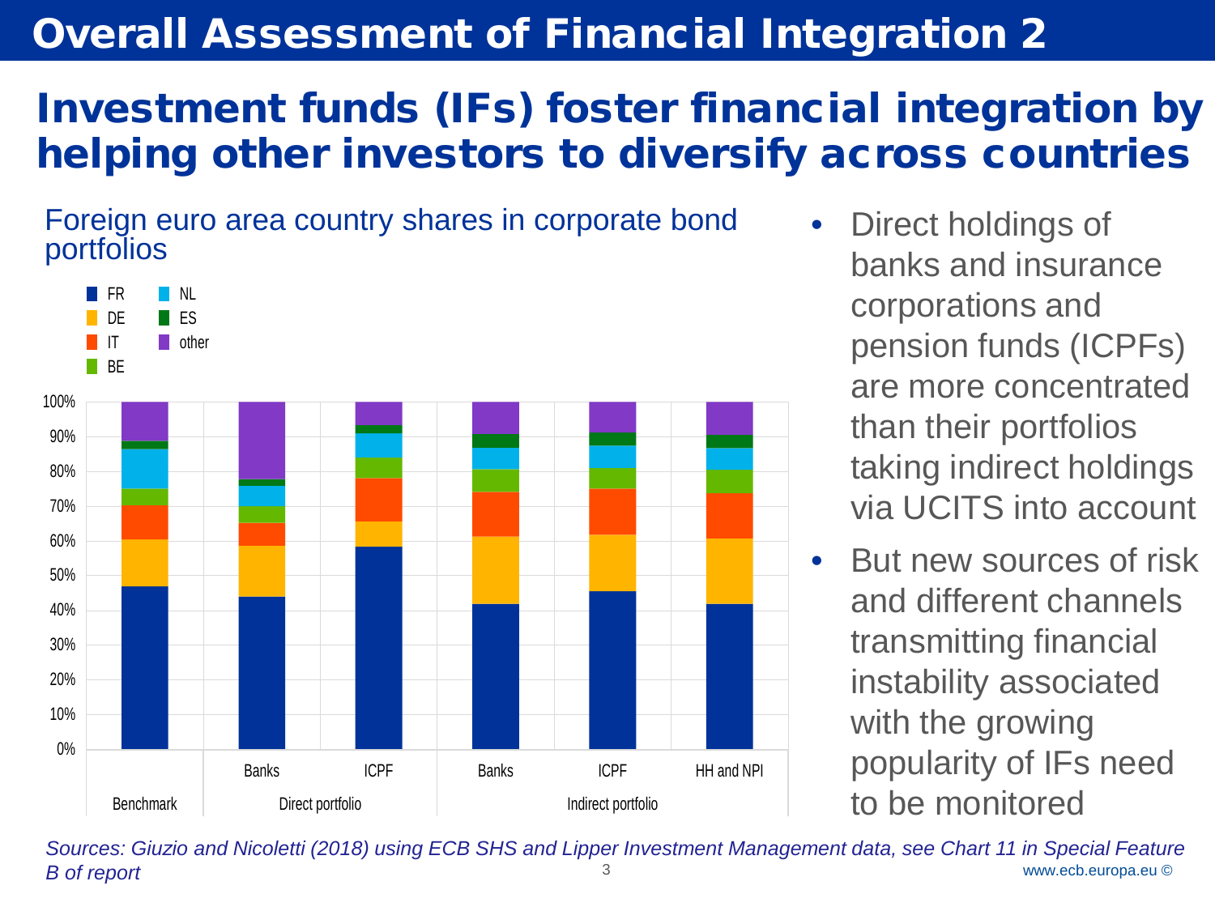# Overall Assessment of Financial Integration 2

## Investment funds (IFs) foster financial integration by helping other investors to diversify across countries

Foreign euro area country shares in corporate bond portfolios

- Direct holdings of banks and insurance corporations and pension funds (ICPFs) are more concentrated than their portfolios taking indirect holdings via UCITS into account
- But new sources of risk and different channels transmitting financial instability associated with the growing popularity of IFs need to be monitored

*Sources: Giuzio and Nicoletti (2018) using ECB SHS and Lipper Investment Management data, see Chart 11 in Special Feature B of report*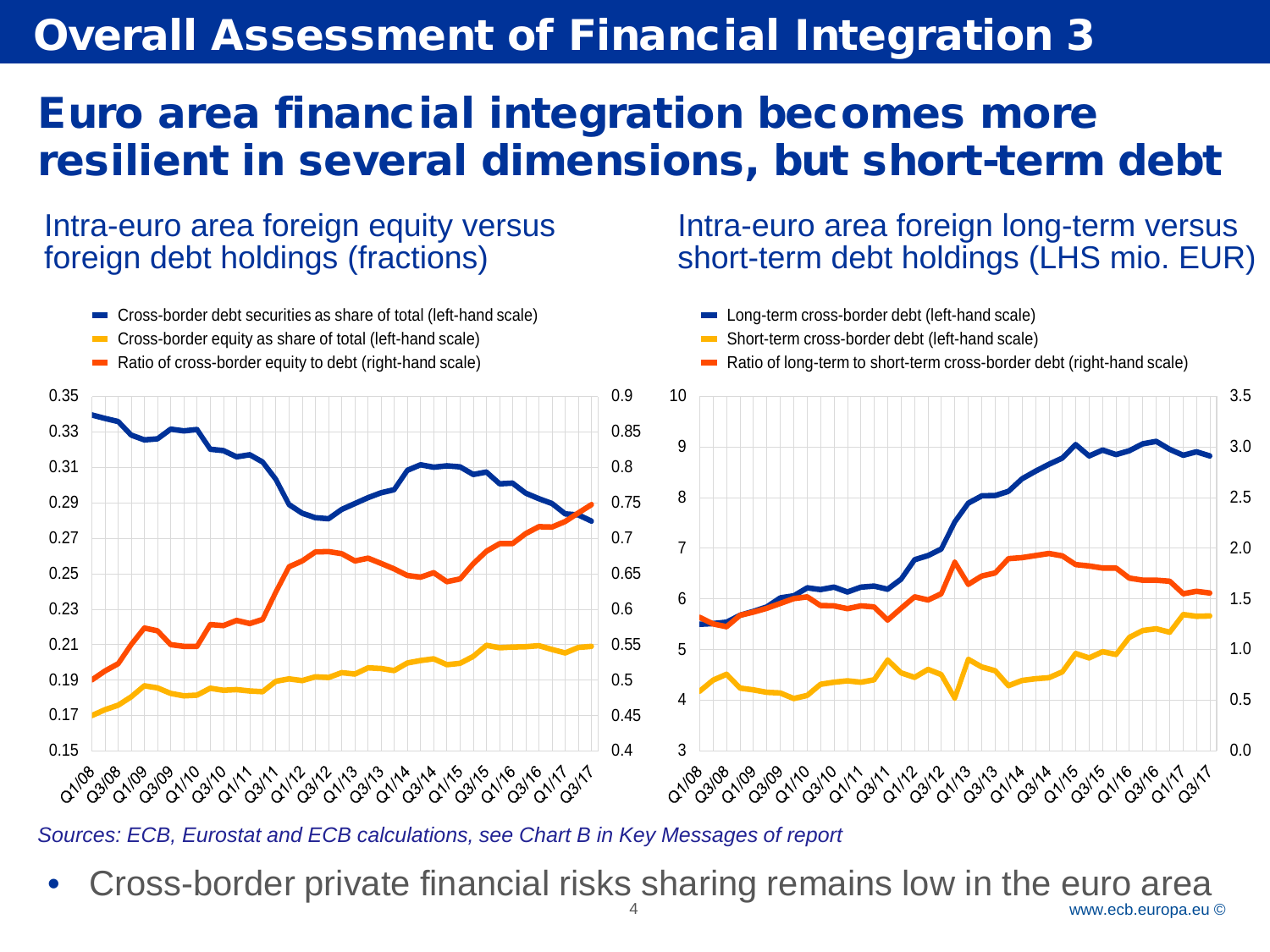# Overall Assessment of Financial Integration 3

## Euro area financial integration becomes more resilient in several dimensions, but short-term debt

### Intra-euro area foreign equity versus foreign debt holdings (fractions)

- Cross-border debt securities as share of total (left-hand scale)
- Cross-border equity as share of total (left-hand scale)
- Ratio of cross-border equity to debt (right-hand scale)

### Intra-euro area foreign long-term versus short-term debt holdings (LHS mio. EUR)

- Long-term cross-border debt (left-hand scale)
- Short-term cross-border debt (left-hand scale)
- Ratio of long-term to short-term cross-border debt (right-hand scale)

*Sources: ECB, Eurostat and ECB calculations, see Chart B in Key Messages of report*

- Cross-border private financial risks sharing remains low in the euro area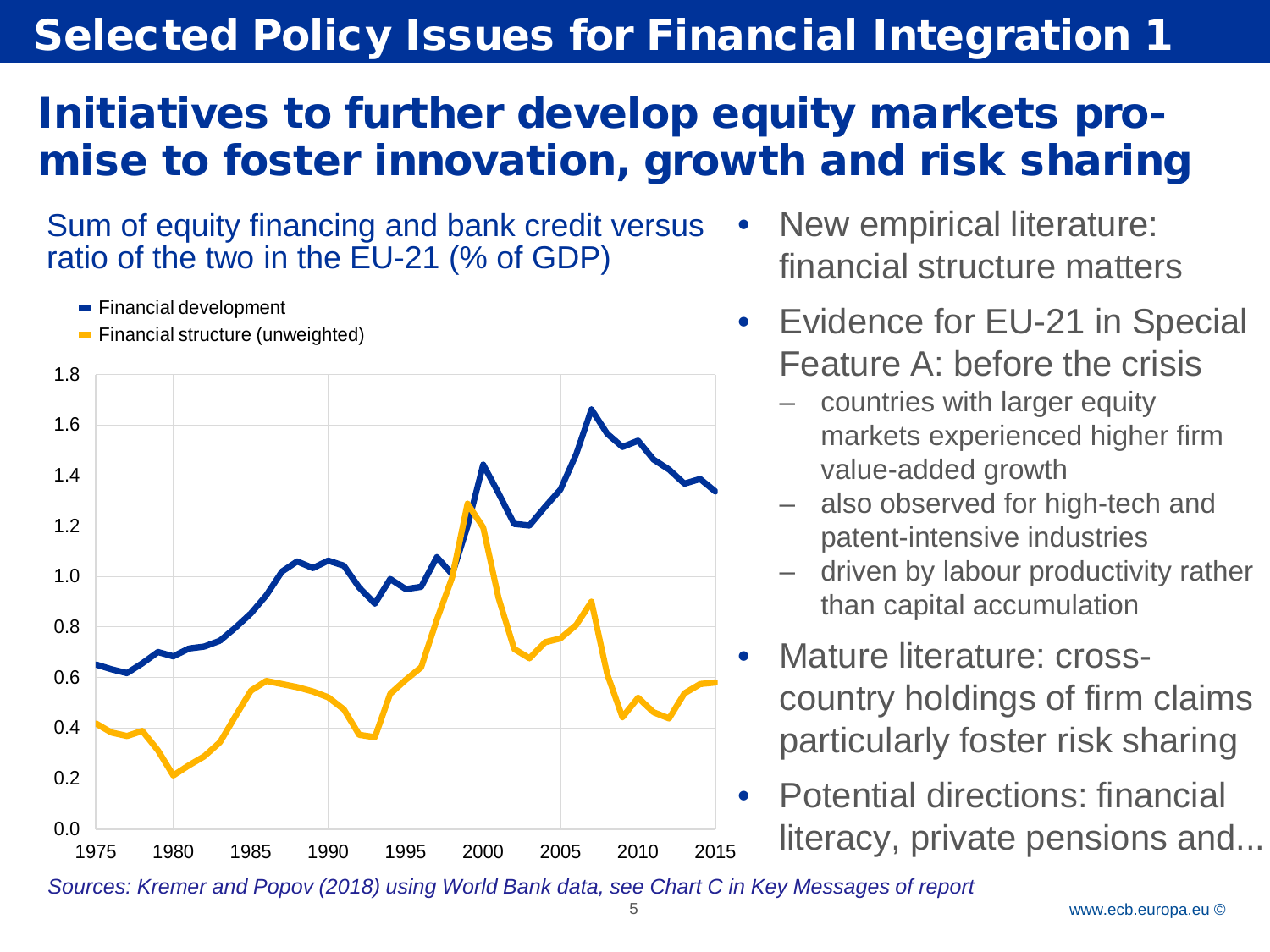# Selected Policy Issues for Financial Integration 1

## Initiatives to further develop equity markets promise to foster innovation, growth and risk sharing

Sum of equity financing and bank credit versus ratio of the two in the EU-21 (% of GDP)

- Financial development
- Financial structure (unweighted)

*Sources: Kremer and Popov (2018) using World Bank data, see Chart C in Key Messages of report*

- New empirical literature: financial structure matters
- Evidence for EU-21 in Special Feature A: before the crisis
  - countries with larger equity markets experienced higher firm value-added growth
  - also observed for high-tech and patent-intensive industries
  - driven by labour productivity rather than capital accumulation
- Mature literature: cross-country holdings of firm claims particularly foster risk sharing
- Potential directions: financial literacy, private pensions and...

www.ecb.europa.eu ©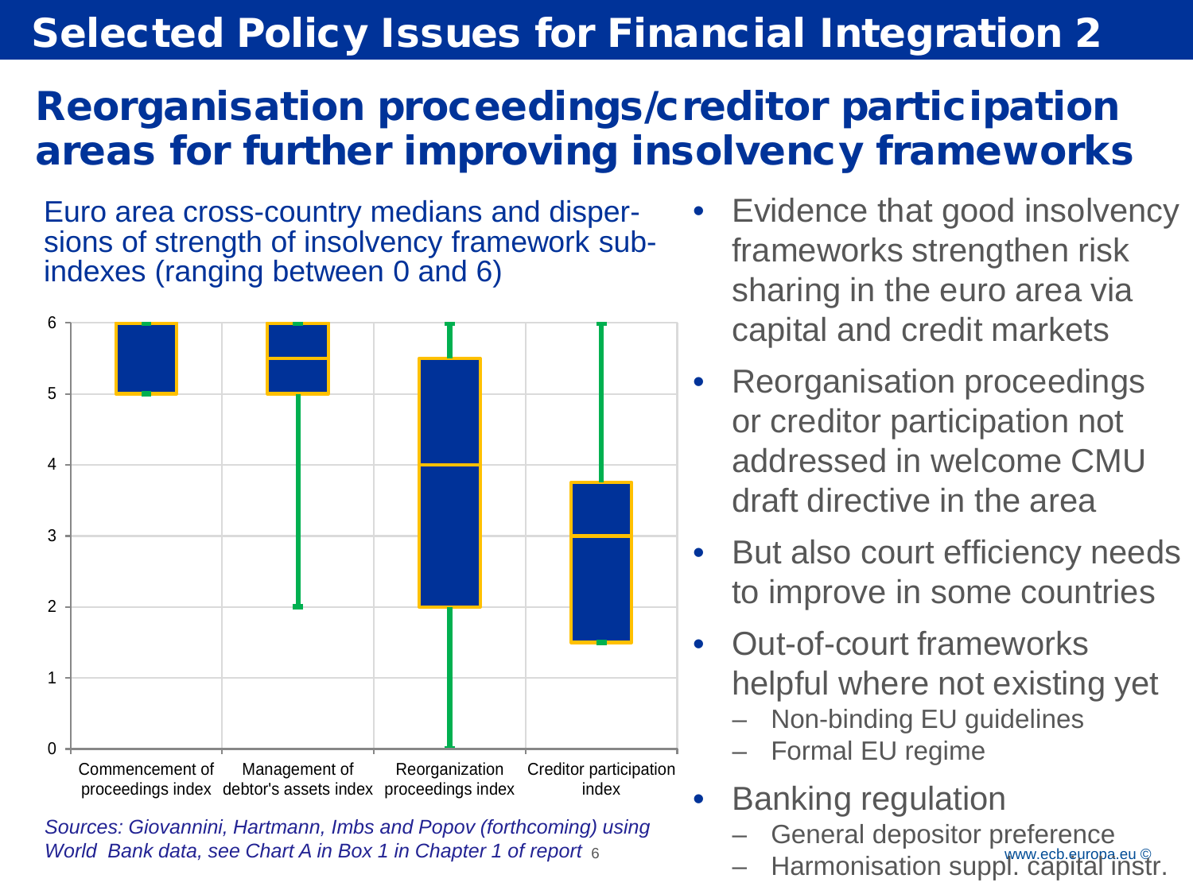# Selected Policy Issues for Financial Integration 2

## Reorganisation proceedings/creditor participation areas for further improving insolvency frameworks

Euro area cross-country medians and dispersions of strength of insolvency framework sub-indexes (ranging between 0 and 6)

| Index | Min | 25th pct | Median | 75th pct | Max |
|---|---|---|---|---|---|
| Commencement of proceedings index | 5 | 5 | 6 | 6 | 6 |
| Management of debtor's assets index | 2 | 5 | 5.5 | 6 | 6 |
| Reorganization proceedings index | 0 | 2 | 4 | 5.5 | 6 |
| Creditor participation index | 1.5 | 1.5 | 3 | 3.75 | 6 |

*Sources: Giovannini, Hartmann, Imbs and Popov (forthcoming) using World Bank data, see Chart A in Box 1 in Chapter 1 of report*

- Evidence that good insolvency frameworks strengthen risk sharing in the euro area via capital and credit markets
- Reorganisation proceedings or creditor participation not addressed in welcome CMU draft directive in the area
- But also court efficiency needs to improve in some countries
- Out-of-court frameworks helpful where not existing yet
  - Non-binding EU guidelines
  - Formal EU regime
- Banking regulation
  - General depositor preference
  - Harmonisation suppl. capital instr.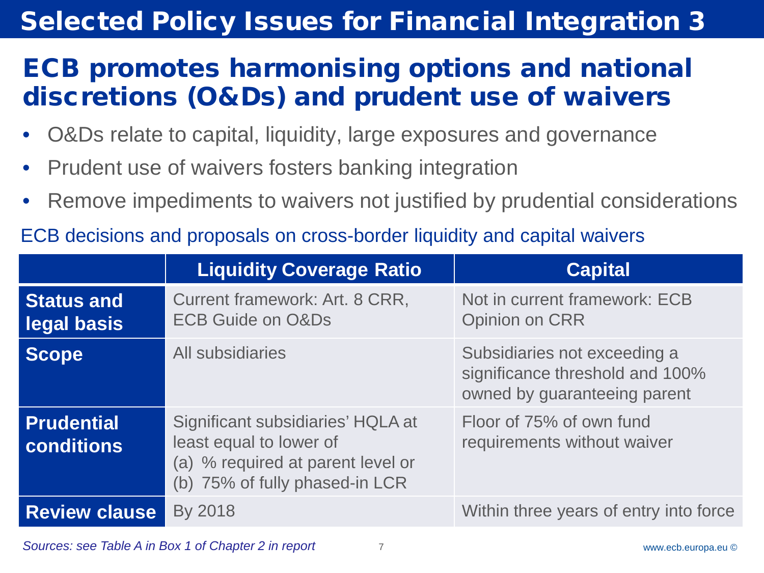# Selected Policy Issues for Financial Integration 3

## ECB promotes harmonising options and national discretions (O&Ds) and prudent use of waivers

- O&Ds relate to capital, liquidity, large exposures and governance
- Prudent use of waivers fosters banking integration
- Remove impediments to waivers not justified by prudential considerations

ECB decisions and proposals on cross-border liquidity and capital waivers

| | Liquidity Coverage Ratio | Capital |
|---|---|---|
| **Status and legal basis** | Current framework: Art. 8 CRR, ECB Guide on O&Ds | Not in current framework: ECB Opinion on CRR |
| **Scope** | All subsidiaries | Subsidiaries not exceeding a significance threshold and 100% owned by guaranteeing parent |
| **Prudential conditions** | Significant subsidiaries' HQLA at least equal to lower of (a) % required at parent level or (b) 75% of fully phased-in LCR | Floor of 75% of own fund requirements without waiver |
| **Review clause** | By 2018 | Within three years of entry into force |

*Sources: see Table A in Box 1 of Chapter 2 in report*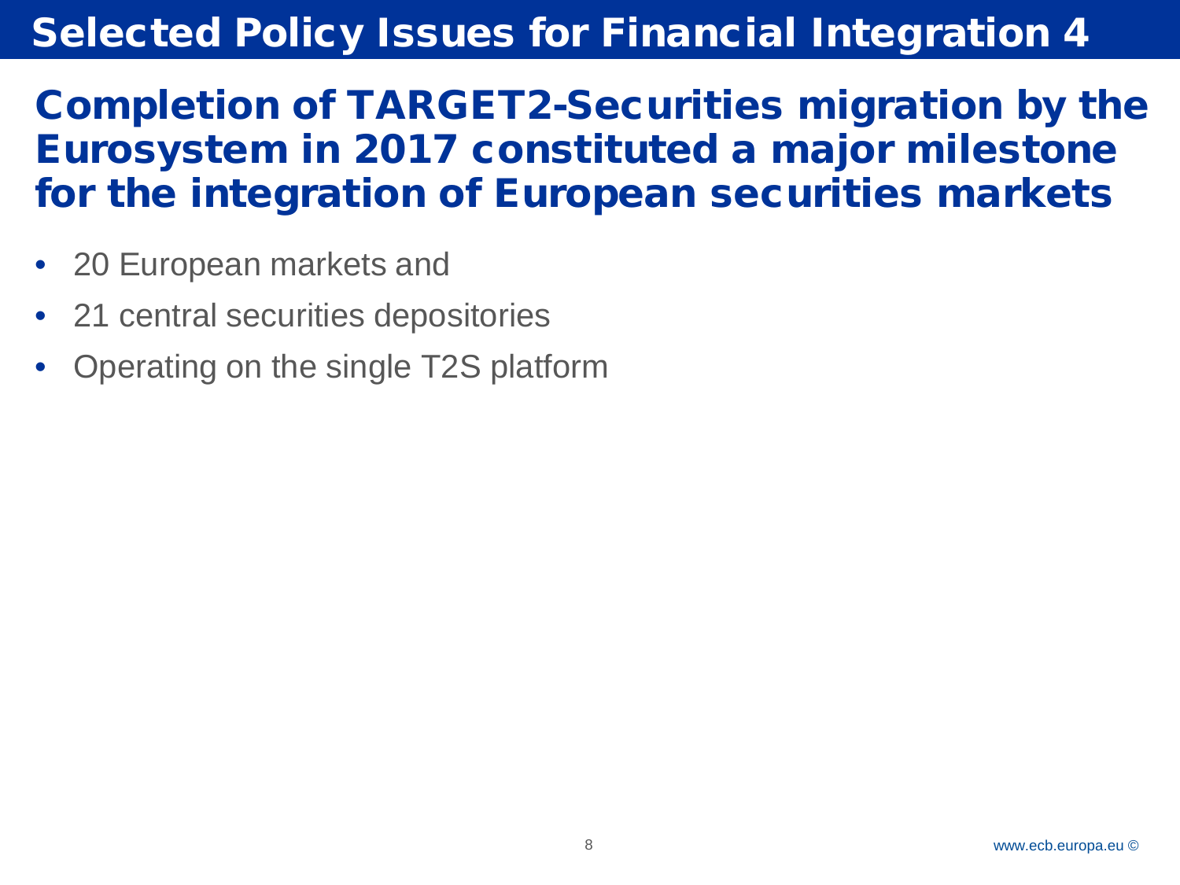# Selected Policy Issues for Financial Integration 4

## Completion of TARGET2-Securities migration by the Eurosystem in 2017 constituted a major milestone for the integration of European securities markets

- 20 European markets and
- 21 central securities depositories
- Operating on the single T2S platform